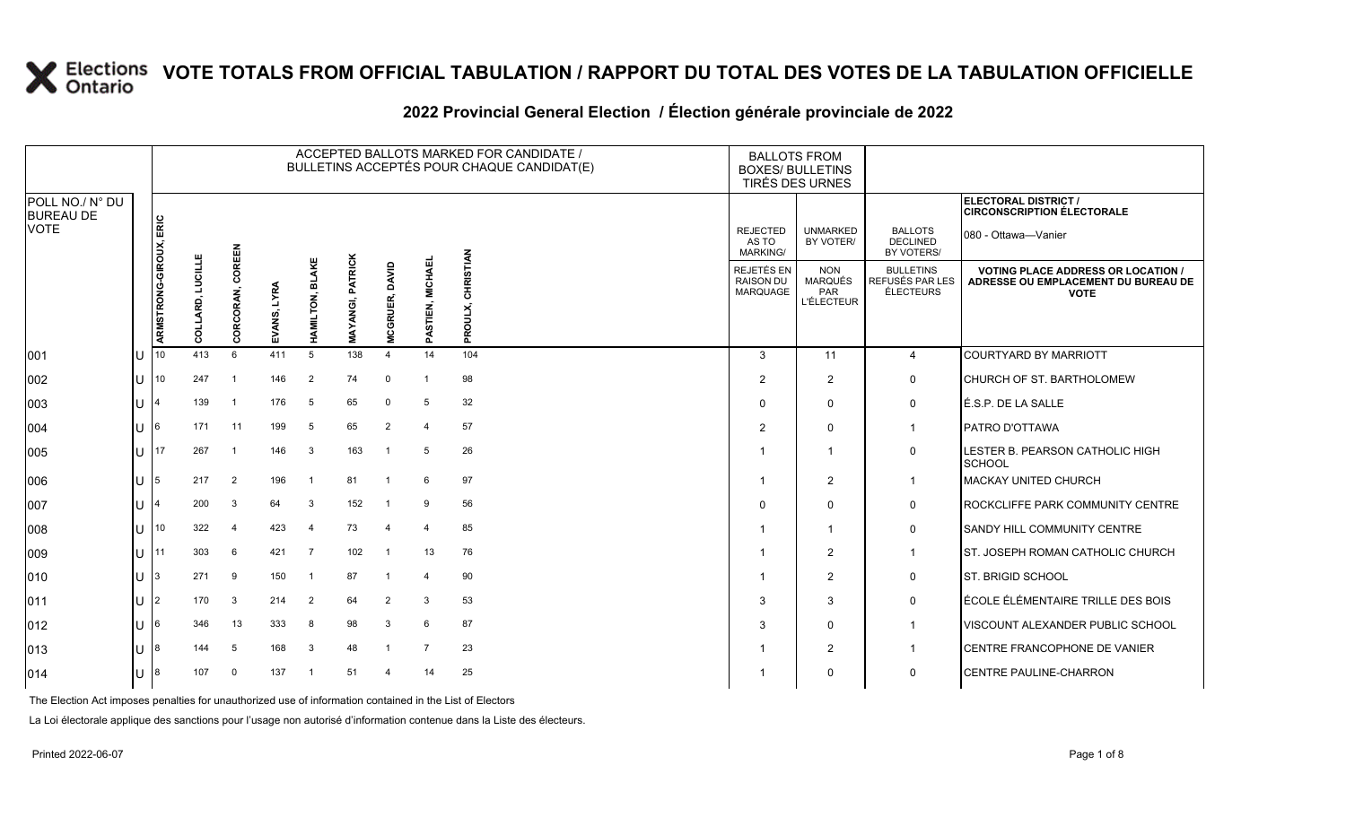# VOTE TOTALS FROM OFFICIAL TABULATION / RAPPORT DU TOTAL DES VOTES DE LA TABULATION OFFICIELLE

## 2022 Provincial General Election / Élection générale provinciale de 2022

ELECTORAL DISTRICT / CIRCONSCRIPTION ÉLECTORALE: 080 - Ottawa—Vanier

| POLL NO./ N° DU BUREAU DE VOTE | | ARMSTRONG-GIROUX, ERIC | COLLARD, LUCILLE | CORCORAN, COREEN | EVANS, LYRA | HAMILTON, BLAKE | MAYANGI, PATRICK | MCGRUER, DAVID | PASTIEN, MICHAEL | PROULX, CHRISTIAN | REJECTED AS TO MARKING/ REJETÉS EN RAISON DU MARQUAGE | UNMARKED BY VOTER/ NON MARQUÉS PAR L'ÉLECTEUR | BALLOTS DECLINED BY VOTERS/ BULLETINS REFUSÉS PAR LES ÉLECTEURS | VOTING PLACE ADDRESS OR LOCATION / ADRESSE OU EMPLACEMENT DU BUREAU DE VOTE |
|---|---|---|---|---|---|---|---|---|---|---|---|---|---|---|
| 001 | U | 10 | 413 | 6 | 411 | 5 | 138 | 4 | 14 | 104 | 3 | 11 | 4 | COURTYARD BY MARRIOTT |
| 002 | U | 10 | 247 | 1 | 146 | 2 | 74 | 0 | 1 | 98 | 2 | 2 | 0 | CHURCH OF ST. BARTHOLOMEW |
| 003 | U | 4 | 139 | 1 | 176 | 5 | 65 | 0 | 5 | 32 | 0 | 0 | 0 | É.S.P. DE LA SALLE |
| 004 | U | 6 | 171 | 11 | 199 | 5 | 65 | 2 | 4 | 57 | 2 | 0 | 1 | PATRO D'OTTAWA |
| 005 | U | 17 | 267 | 1 | 146 | 3 | 163 | 1 | 5 | 26 | 1 | 1 | 0 | LESTER B. PEARSON CATHOLIC HIGH SCHOOL |
| 006 | U | 5 | 217 | 2 | 196 | 1 | 81 | 1 | 6 | 97 | 1 | 2 | 1 | MACKAY UNITED CHURCH |
| 007 | U | 4 | 200 | 3 | 64 | 3 | 152 | 1 | 9 | 56 | 0 | 0 | 0 | ROCKCLIFFE PARK COMMUNITY CENTRE |
| 008 | U | 10 | 322 | 4 | 423 | 4 | 73 | 4 | 4 | 85 | 1 | 1 | 0 | SANDY HILL COMMUNITY CENTRE |
| 009 | U | 11 | 303 | 6 | 421 | 7 | 102 | 1 | 13 | 76 | 1 | 2 | 1 | ST. JOSEPH ROMAN CATHOLIC CHURCH |
| 010 | U | 3 | 271 | 9 | 150 | 1 | 87 | 1 | 4 | 90 | 1 | 2 | 0 | ST. BRIGID SCHOOL |
| 011 | U | 2 | 170 | 3 | 214 | 2 | 64 | 2 | 3 | 53 | 3 | 3 | 0 | ÉCOLE ÉLÉMENTAIRE TRILLE DES BOIS |
| 012 | U | 6 | 346 | 13 | 333 | 8 | 98 | 3 | 6 | 87 | 3 | 0 | 1 | VISCOUNT ALEXANDER PUBLIC SCHOOL |
| 013 | U | 8 | 144 | 5 | 168 | 3 | 48 | 1 | 7 | 23 | 1 | 2 | 1 | CENTRE FRANCOPHONE DE VANIER |
| 014 | U | 8 | 107 | 0 | 137 | 1 | 51 | 4 | 14 | 25 | 1 | 0 | 0 | CENTRE PAULINE-CHARRON |

The Election Act imposes penalties for unauthorized use of information contained in the List of Electors

La Loi électorale applique des sanctions pour l'usage non autorisé d'information contenue dans la Liste des électeurs.

Printed 2022-06-07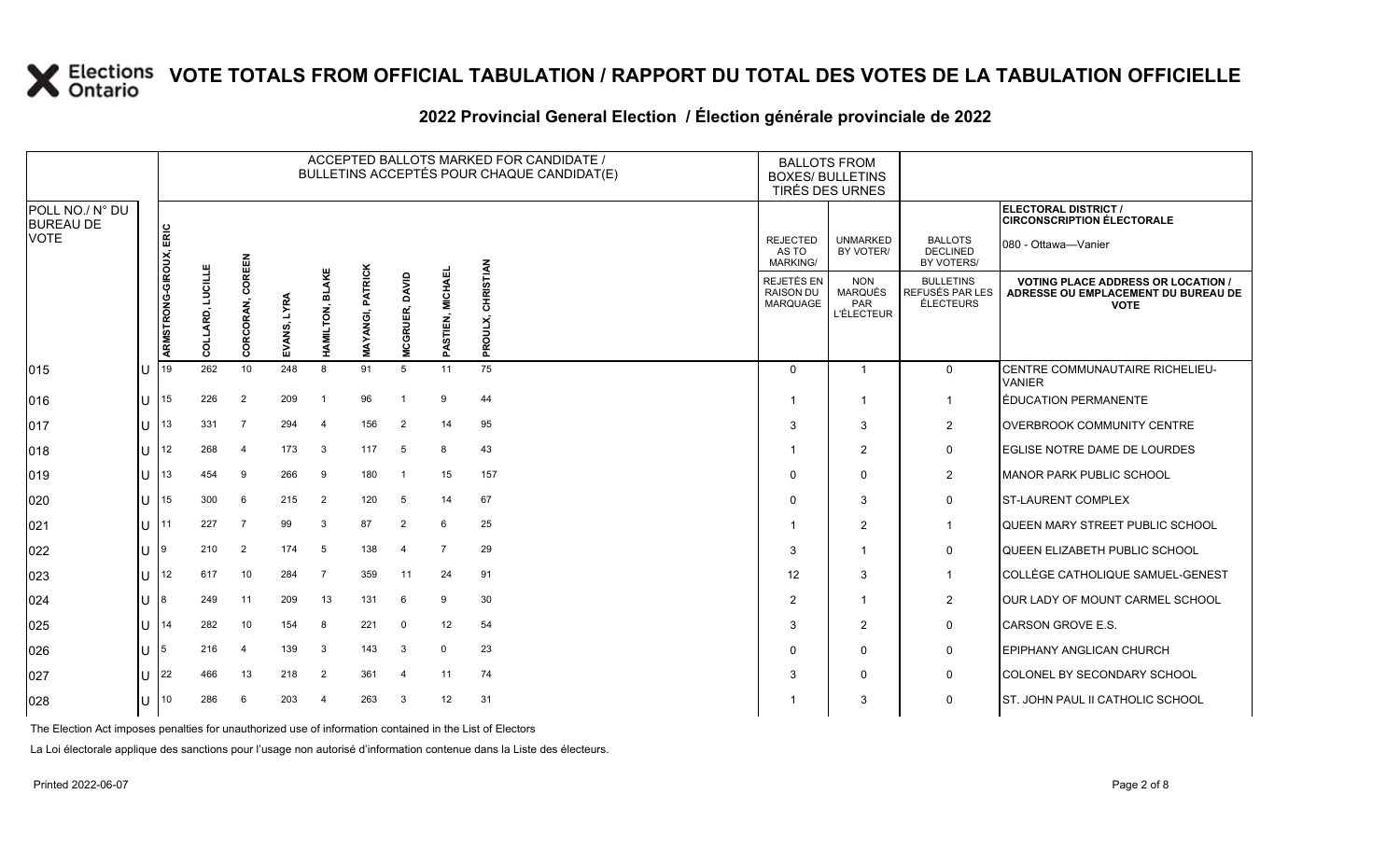# VOTE TOTALS FROM OFFICIAL TABULATION / RAPPORT DU TOTAL DES VOTES DE LA TABULATION OFFICIELLE

## 2022 Provincial General Election / Élection générale provinciale de 2022

| POLL NO./ N° DU BUREAU DE VOTE | | ACCEPTED BALLOTS MARKED FOR CANDIDATE / BULLETINS ACCEPTÉS POUR CHAQUE CANDIDAT(E) | | | | | | | | | BALLOTS FROM BOXES/ BULLETINS TIRÉS DES URNES | | | ELECTORAL DISTRICT / CIRCONSCRIPTION ÉLECTORALE 080 - Ottawa—Vanier |
|---|---|---|---|---|---|---|---|---|---|---|---|---|---|---|
| | | ARMSTRONG-GIROUX, ERIC | COLLARD, LUCILLE | CORCORAN, COREEN | EVANS, LYRA | HAMILTON, BLAKE | MAYANGI, PATRICK | MCGRUER, DAVID | PASTIEN, MICHAEL | PROULX, CHRISTIAN | REJECTED AS TO MARKING/ REJETÉS EN RAISON DU MARQUAGE | UNMARKED BY VOTER/ NON MARQUÉS PAR L'ÉLECTEUR | BALLOTS DECLINED BY VOTERS/ BULLETINS REFUSÉS PAR LES ÉLECTEURS | VOTING PLACE ADDRESS OR LOCATION / ADRESSE OU EMPLACEMENT DU BUREAU DE VOTE |
| 015 | U | 19 | 262 | 10 | 248 | 8 | 91 | 5 | 11 | 75 | 0 | 1 | 0 | CENTRE COMMUNAUTAIRE RICHELIEU-VANIER |
| 016 | U | 15 | 226 | 2 | 209 | 1 | 96 | 1 | 9 | 44 | 1 | 1 | 1 | ÉDUCATION PERMANENTE |
| 017 | U | 13 | 331 | 7 | 294 | 4 | 156 | 2 | 14 | 95 | 3 | 3 | 2 | OVERBROOK COMMUNITY CENTRE |
| 018 | U | 12 | 268 | 4 | 173 | 3 | 117 | 5 | 8 | 43 | 1 | 2 | 0 | EGLISE NOTRE DAME DE LOURDES |
| 019 | U | 13 | 454 | 9 | 266 | 9 | 180 | 1 | 15 | 157 | 0 | 0 | 2 | MANOR PARK PUBLIC SCHOOL |
| 020 | U | 15 | 300 | 6 | 215 | 2 | 120 | 5 | 14 | 67 | 0 | 3 | 0 | ST-LAURENT COMPLEX |
| 021 | U | 11 | 227 | 7 | 99 | 3 | 87 | 2 | 6 | 25 | 1 | 2 | 1 | QUEEN MARY STREET PUBLIC SCHOOL |
| 022 | U | 9 | 210 | 2 | 174 | 5 | 138 | 4 | 7 | 29 | 3 | 1 | 0 | QUEEN ELIZABETH PUBLIC SCHOOL |
| 023 | U | 12 | 617 | 10 | 284 | 7 | 359 | 11 | 24 | 91 | 12 | 3 | 1 | COLLÈGE CATHOLIQUE SAMUEL-GENEST |
| 024 | U | 8 | 249 | 11 | 209 | 13 | 131 | 6 | 9 | 30 | 2 | 1 | 2 | OUR LADY OF MOUNT CARMEL SCHOOL |
| 025 | U | 14 | 282 | 10 | 154 | 8 | 221 | 0 | 12 | 54 | 3 | 2 | 0 | CARSON GROVE E.S. |
| 026 | U | 5 | 216 | 4 | 139 | 3 | 143 | 3 | 0 | 23 | 0 | 0 | 0 | EPIPHANY ANGLICAN CHURCH |
| 027 | U | 22 | 466 | 13 | 218 | 2 | 361 | 4 | 11 | 74 | 3 | 0 | 0 | COLONEL BY SECONDARY SCHOOL |
| 028 | U | 10 | 286 | 6 | 203 | 4 | 263 | 3 | 12 | 31 | 1 | 3 | 0 | ST. JOHN PAUL II CATHOLIC SCHOOL |

The Election Act imposes penalties for unauthorized use of information contained in the List of Electors

La Loi électorale applique des sanctions pour l'usage non autorisé d'information contenue dans la Liste des électeurs.

Printed 2022-06-07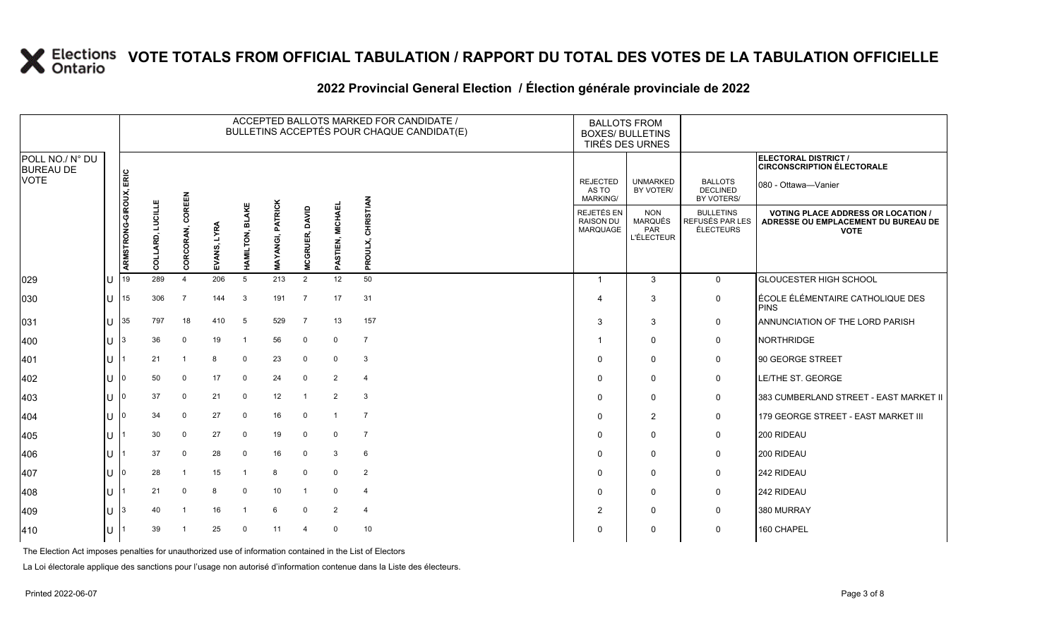# VOTE TOTALS FROM OFFICIAL TABULATION / RAPPORT DU TOTAL DES VOTES DE LA TABULATION OFFICIELLE

## 2022 Provincial General Election / Élection générale provinciale de 2022

| POLL NO./ N° DU BUREAU DE VOTE | | ACCEPTED BALLOTS MARKED FOR CANDIDATE / BULLETINS ACCEPTÉS POUR CHAQUE CANDIDAT(E) | | | | | | | | | BALLOTS FROM BOXES/ BULLETINS TIRÉS DES URNES | | | ELECTORAL DISTRICT / CIRCONSCRIPTION ÉLECTORALE 080 - Ottawa—Vanier |
|---|---|---|---|---|---|---|---|---|---|---|---|---|---|---|
| | | ARMSTRONG-GIROUX, ERIC | COLLARD, LUCILLE | CORCORAN, COREEN | EVANS, LYRA | HAMILTON, BLAKE | MAYANGI, PATRICK | MCGRUER, DAVID | PASTIEN, MICHAEL | PROULX, CHRISTIAN | REJECTED AS TO MARKING/ REJETÉS EN RAISON DU MARQUAGE | UNMARKED BY VOTER/ NON MARQUÉS PAR L'ÉLECTEUR | BALLOTS DECLINED BY VOTERS/ BULLETINS REFUSÉS PAR LES ÉLECTEURS | VOTING PLACE ADDRESS OR LOCATION / ADRESSE OU EMPLACEMENT DU BUREAU DE VOTE |
| 029 | U | 19 | 289 | 4 | 206 | 5 | 213 | 2 | 12 | 50 | 1 | 3 | 0 | GLOUCESTER HIGH SCHOOL |
| 030 | U | 15 | 306 | 7 | 144 | 3 | 191 | 7 | 17 | 31 | 4 | 3 | 0 | ÉCOLE ÉLÉMENTAIRE CATHOLIQUE DES PINS |
| 031 | U | 35 | 797 | 18 | 410 | 5 | 529 | 7 | 13 | 157 | 3 | 3 | 0 | ANNUNCIATION OF THE LORD PARISH |
| 400 | U | 3 | 36 | 0 | 19 | 1 | 56 | 0 | 0 | 7 | 1 | 0 | 0 | NORTHRIDGE |
| 401 | U | 1 | 21 | 1 | 8 | 0 | 23 | 0 | 0 | 3 | 0 | 0 | 0 | 90 GEORGE STREET |
| 402 | U | 0 | 50 | 0 | 17 | 0 | 24 | 0 | 2 | 4 | 0 | 0 | 0 | LE/THE ST. GEORGE |
| 403 | U | 0 | 37 | 0 | 21 | 0 | 12 | 1 | 2 | 3 | 0 | 0 | 0 | 383 CUMBERLAND STREET - EAST MARKET II |
| 404 | U | 0 | 34 | 0 | 27 | 0 | 16 | 0 | 1 | 7 | 0 | 2 | 0 | 179 GEORGE STREET - EAST MARKET III |
| 405 | U | 1 | 30 | 0 | 27 | 0 | 19 | 0 | 0 | 7 | 0 | 0 | 0 | 200 RIDEAU |
| 406 | U | 1 | 37 | 0 | 28 | 0 | 16 | 0 | 3 | 6 | 0 | 0 | 0 | 200 RIDEAU |
| 407 | U | 0 | 28 | 1 | 15 | 1 | 8 | 0 | 0 | 2 | 0 | 0 | 0 | 242 RIDEAU |
| 408 | U | 1 | 21 | 0 | 8 | 0 | 10 | 1 | 0 | 4 | 0 | 0 | 0 | 242 RIDEAU |
| 409 | U | 3 | 40 | 1 | 16 | 1 | 6 | 0 | 2 | 4 | 2 | 0 | 0 | 380 MURRAY |
| 410 | U | 1 | 39 | 1 | 25 | 0 | 11 | 4 | 0 | 10 | 0 | 0 | 0 | 160 CHAPEL |

The Election Act imposes penalties for unauthorized use of information contained in the List of Electors

La Loi électorale applique des sanctions pour l'usage non autorisé d'information contenue dans la Liste des électeurs.

Printed 2022-06-07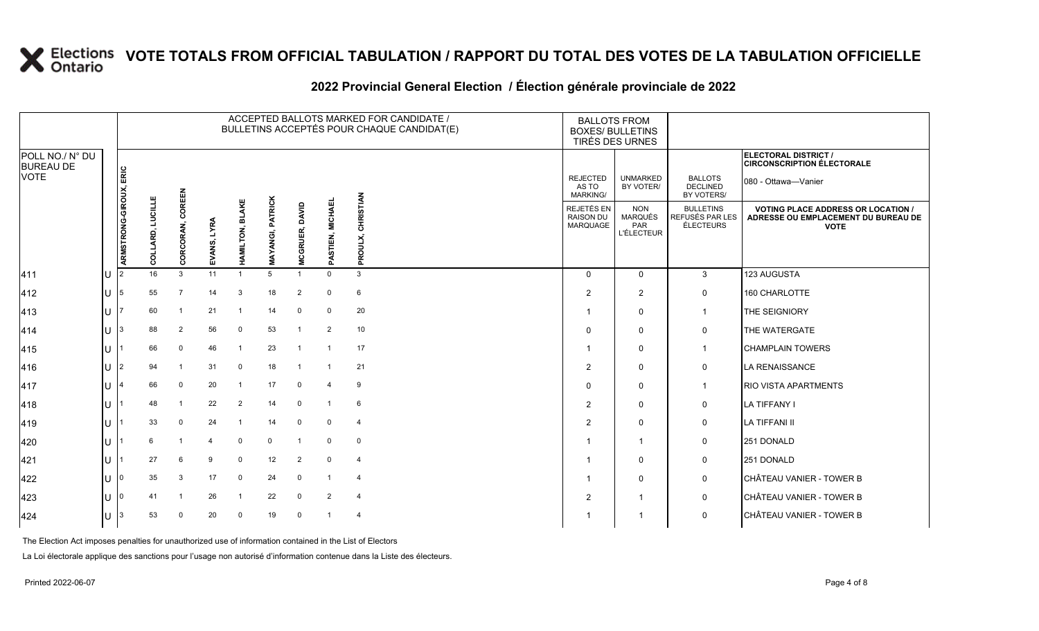# VOTE TOTALS FROM OFFICIAL TABULATION / RAPPORT DU TOTAL DES VOTES DE LA TABULATION OFFICIELLE

## 2022 Provincial General Election / Élection générale provinciale de 2022

ELECTORAL DISTRICT / CIRCONSCRIPTION ÉLECTORALE: 080 - Ottawa—Vanier

| POLL NO./ N° DU BUREAU DE VOTE | | ACCEPTED BALLOTS MARKED FOR CANDIDATE / BULLETINS ACCEPTÉS POUR CHAQUE CANDIDAT(E) | | | | | | | | | BALLOTS FROM BOXES/ BULLETINS TIRÉS DES URNES | | | |
|---|---|---|---|---|---|---|---|---|---|---|---|---|---|---|
| | | ARMSTRONG-GIROUX, ERIC | COLLARD, LUCILLE | CORCORAN, COREEN | EVANS, LYRA | HAMILTON, BLAKE | MAYANGI, PATRICK | MCGRUER, DAVID | PASTIEN, MICHAEL | PROULX, CHRISTIAN | REJECTED AS TO MARKING/ REJETÉS EN RAISON DU MARQUAGE | UNMARKED BY VOTER/ NON MARQUÉS PAR L'ÉLECTEUR | BALLOTS DECLINED BY VOTERS/ BULLETINS REFUSÉS PAR LES ÉLECTEURS | VOTING PLACE ADDRESS OR LOCATION / ADRESSE OU EMPLACEMENT DU BUREAU DE VOTE |
| 411 | U | 2 | 16 | 3 | 11 | 1 | 5 | 1 | 0 | 3 | 0 | 0 | 3 | 123 AUGUSTA |
| 412 | U | 5 | 55 | 7 | 14 | 3 | 18 | 2 | 0 | 6 | 2 | 2 | 0 | 160 CHARLOTTE |
| 413 | U | 7 | 60 | 1 | 21 | 1 | 14 | 0 | 0 | 20 | 1 | 0 | 1 | THE SEIGNIORY |
| 414 | U | 3 | 88 | 2 | 56 | 0 | 53 | 1 | 2 | 10 | 0 | 0 | 0 | THE WATERGATE |
| 415 | U | 1 | 66 | 0 | 46 | 1 | 23 | 1 | 1 | 17 | 1 | 0 | 1 | CHAMPLAIN TOWERS |
| 416 | U | 2 | 94 | 1 | 31 | 0 | 18 | 1 | 1 | 21 | 2 | 0 | 0 | LA RENAISSANCE |
| 417 | U | 4 | 66 | 0 | 20 | 1 | 17 | 0 | 4 | 9 | 0 | 0 | 1 | RIO VISTA APARTMENTS |
| 418 | U | 1 | 48 | 1 | 22 | 2 | 14 | 0 | 1 | 6 | 2 | 0 | 0 | LA TIFFANY I |
| 419 | U | 1 | 33 | 0 | 24 | 1 | 14 | 0 | 0 | 4 | 2 | 0 | 0 | LA TIFFANI II |
| 420 | U | 1 | 6 | 1 | 4 | 0 | 0 | 1 | 0 | 0 | 1 | 1 | 0 | 251 DONALD |
| 421 | U | 1 | 27 | 6 | 9 | 0 | 12 | 2 | 0 | 4 | 1 | 0 | 0 | 251 DONALD |
| 422 | U | 0 | 35 | 3 | 17 | 0 | 24 | 0 | 1 | 4 | 1 | 0 | 0 | CHÂTEAU VANIER - TOWER B |
| 423 | U | 0 | 41 | 1 | 26 | 1 | 22 | 0 | 2 | 4 | 2 | 1 | 0 | CHÂTEAU VANIER - TOWER B |
| 424 | U | 3 | 53 | 0 | 20 | 0 | 19 | 0 | 1 | 4 | 1 | 1 | 0 | CHÂTEAU VANIER - TOWER B |

The Election Act imposes penalties for unauthorized use of information contained in the List of Electors

La Loi électorale applique des sanctions pour l'usage non autorisé d'information contenue dans la Liste des électeurs.

Printed 2022-06-07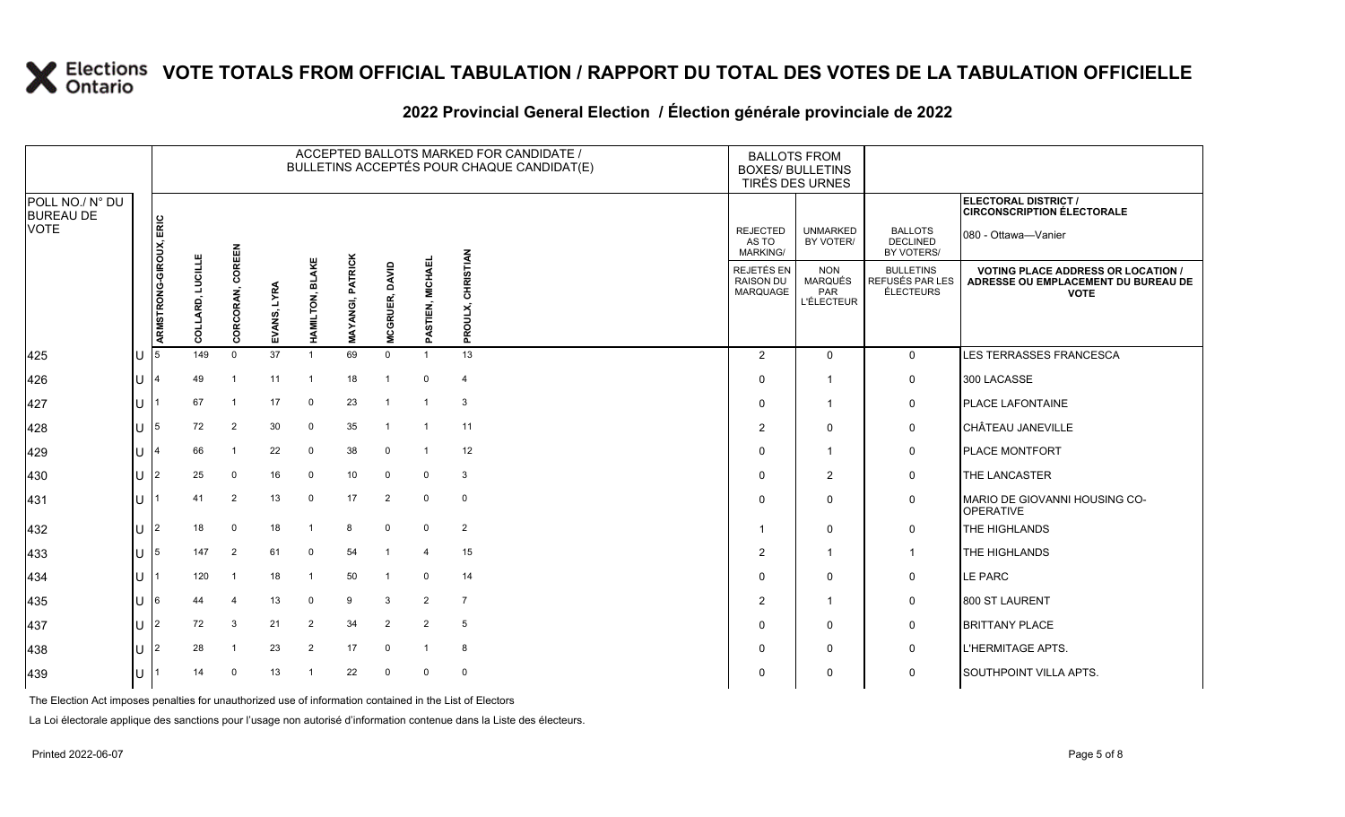# VOTE TOTALS FROM OFFICIAL TABULATION / RAPPORT DU TOTAL DES VOTES DE LA TABULATION OFFICIELLE

## 2022 Provincial General Election / Élection générale provinciale de 2022

ELECTORAL DISTRICT / CIRCONSCRIPTION ÉLECTORALE: 080 - Ottawa—Vanier

| POLL NO./ N° DU BUREAU DE VOTE | | ARMSTRONG-GIROUX, ERIC | COLLARD, LUCILLE | CORCORAN, COREEN | EVANS, LYRA | HAMILTON, BLAKE | MAYANGI, PATRICK | MCGRUER, DAVID | PASTIEN, MICHAEL | PROULX, CHRISTIAN | REJECTED AS TO MARKING/ REJETÉS EN RAISON DU MARQUAGE | UNMARKED BY VOTER/ NON MARQUÉS PAR L'ÉLECTEUR | BALLOTS DECLINED BY VOTERS/ BULLETINS REFUSÉS PAR LES ÉLECTEURS | VOTING PLACE ADDRESS OR LOCATION / ADRESSE OU EMPLACEMENT DU BUREAU DE VOTE |
|---|---|---|---|---|---|---|---|---|---|---|---|---|---|---|
| 425 | U | 5 | 149 | 0 | 37 | 1 | 69 | 0 | 1 | 13 | 2 | 0 | 0 | LES TERRASSES FRANCESCA |
| 426 | U | 4 | 49 | 1 | 11 | 1 | 18 | 1 | 0 | 4 | 0 | 1 | 0 | 300 LACASSE |
| 427 | U | 1 | 67 | 1 | 17 | 0 | 23 | 1 | 1 | 3 | 0 | 1 | 0 | PLACE LAFONTAINE |
| 428 | U | 5 | 72 | 2 | 30 | 0 | 35 | 1 | 1 | 11 | 2 | 0 | 0 | CHÂTEAU JANEVILLE |
| 429 | U | 4 | 66 | 1 | 22 | 0 | 38 | 0 | 1 | 12 | 0 | 1 | 0 | PLACE MONTFORT |
| 430 | U | 2 | 25 | 0 | 16 | 0 | 10 | 0 | 0 | 3 | 0 | 2 | 0 | THE LANCASTER |
| 431 | U | 1 | 41 | 2 | 13 | 0 | 17 | 2 | 0 | 0 | 0 | 0 | 0 | MARIO DE GIOVANNI HOUSING CO-OPERATIVE |
| 432 | U | 2 | 18 | 0 | 18 | 1 | 8 | 0 | 0 | 2 | 1 | 0 | 0 | THE HIGHLANDS |
| 433 | U | 5 | 147 | 2 | 61 | 0 | 54 | 1 | 4 | 15 | 2 | 1 | 1 | THE HIGHLANDS |
| 434 | U | 1 | 120 | 1 | 18 | 1 | 50 | 1 | 0 | 14 | 0 | 0 | 0 | LE PARC |
| 435 | U | 6 | 44 | 4 | 13 | 0 | 9 | 3 | 2 | 7 | 2 | 1 | 0 | 800 ST LAURENT |
| 437 | U | 2 | 72 | 3 | 21 | 2 | 34 | 2 | 2 | 5 | 0 | 0 | 0 | BRITTANY PLACE |
| 438 | U | 2 | 28 | 1 | 23 | 2 | 17 | 0 | 1 | 8 | 0 | 0 | 0 | L'HERMITAGE APTS. |
| 439 | U | 1 | 14 | 0 | 13 | 1 | 22 | 0 | 0 | 0 | 0 | 0 | 0 | SOUTHPOINT VILLA APTS. |

The Election Act imposes penalties for unauthorized use of information contained in the List of Electors

La Loi électorale applique des sanctions pour l'usage non autorisé d'information contenue dans la Liste des électeurs.

Printed 2022-06-07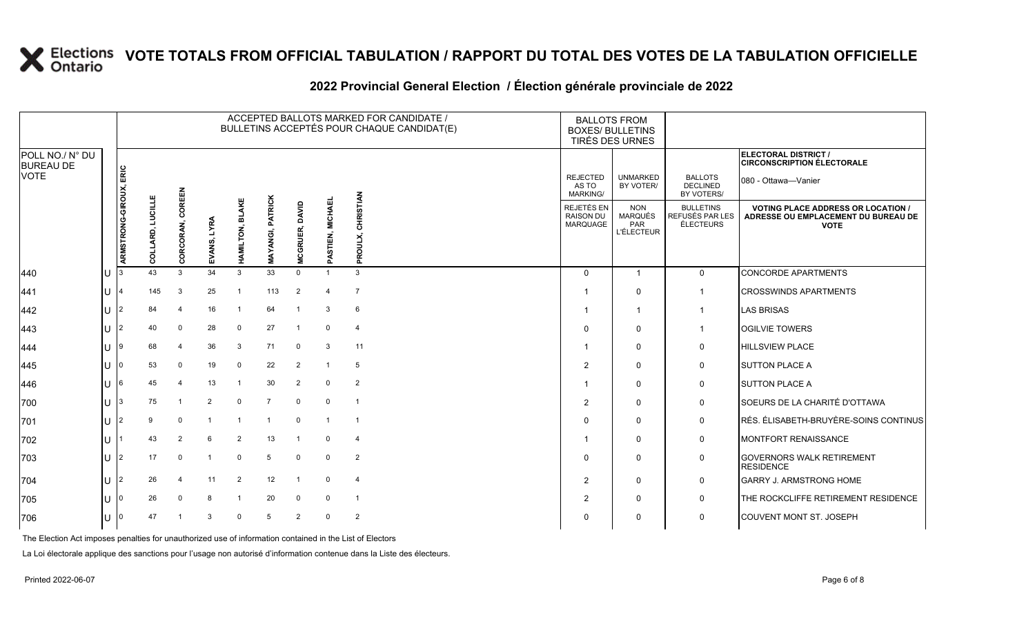# VOTE TOTALS FROM OFFICIAL TABULATION / RAPPORT DU TOTAL DES VOTES DE LA TABULATION OFFICIELLE

## 2022 Provincial General Election / Élection générale provinciale de 2022

ELECTORAL DISTRICT / CIRCONSCRIPTION ÉLECTORALE: 080 - Ottawa—Vanier

| POLL NO./ N° DU BUREAU DE VOTE | | ACCEPTED BALLOTS MARKED FOR CANDIDATE / BULLETINS ACCEPTÉS POUR CHAQUE CANDIDAT(E) | | | | | | | | | BALLOTS FROM BOXES/ BULLETINS TIRÉS DES URNES | | | |
|---|---|---|---|---|---|---|---|---|---|---|---|---|---|---|
| | | ARMSTRONG-GIROUX, ERIC | COLLARD, LUCILLE | CORCORAN, COREEN | EVANS, LYRA | HAMILTON, BLAKE | MAYANGI, PATRICK | MCGRUER, DAVID | PASTIEN, MICHAEL | PROULX, CHRISTIAN | REJECTED AS TO MARKING/ REJETÉS EN RAISON DU MARQUAGE | UNMARKED BY VOTER/ NON MARQUÉS PAR L'ÉLECTEUR | BALLOTS DECLINED BY VOTERS/ BULLETINS REFUSÉS PAR LES ÉLECTEURS | VOTING PLACE ADDRESS OR LOCATION / ADRESSE OU EMPLACEMENT DU BUREAU DE VOTE |
| 440 | U | 3 | 43 | 3 | 34 | 3 | 33 | 0 | 1 | 3 | 0 | 1 | 0 | CONCORDE APARTMENTS |
| 441 | U | 4 | 145 | 3 | 25 | 1 | 113 | 2 | 4 | 7 | 1 | 0 | 1 | CROSSWINDS APARTMENTS |
| 442 | U | 2 | 84 | 4 | 16 | 1 | 64 | 1 | 3 | 6 | 1 | 1 | 1 | LAS BRISAS |
| 443 | U | 2 | 40 | 0 | 28 | 0 | 27 | 1 | 0 | 4 | 0 | 0 | 1 | OGILVIE TOWERS |
| 444 | U | 9 | 68 | 4 | 36 | 3 | 71 | 0 | 3 | 11 | 1 | 0 | 0 | HILLSVIEW PLACE |
| 445 | U | 0 | 53 | 0 | 19 | 0 | 22 | 2 | 1 | 5 | 2 | 0 | 0 | SUTTON PLACE A |
| 446 | U | 6 | 45 | 4 | 13 | 1 | 30 | 2 | 0 | 2 | 1 | 0 | 0 | SUTTON PLACE A |
| 700 | U | 3 | 75 | 1 | 2 | 0 | 7 | 0 | 0 | 1 | 2 | 0 | 0 | SOEURS DE LA CHARITÉ D'OTTAWA |
| 701 | U | 2 | 9 | 0 | 1 | 1 | 1 | 0 | 1 | 1 | 0 | 0 | 0 | RÉS. ÉLISABETH-BRUYÈRE-SOINS CONTINUS |
| 702 | U | 1 | 43 | 2 | 6 | 2 | 13 | 1 | 0 | 4 | 1 | 0 | 0 | MONTFORT RENAISSANCE |
| 703 | U | 2 | 17 | 0 | 1 | 0 | 5 | 0 | 0 | 2 | 0 | 0 | 0 | GOVERNORS WALK RETIREMENT RESIDENCE |
| 704 | U | 2 | 26 | 4 | 11 | 2 | 12 | 1 | 0 | 4 | 2 | 0 | 0 | GARRY J. ARMSTRONG HOME |
| 705 | U | 0 | 26 | 0 | 8 | 1 | 20 | 0 | 0 | 1 | 2 | 0 | 0 | THE ROCKCLIFFE RETIREMENT RESIDENCE |
| 706 | U | 0 | 47 | 1 | 3 | 0 | 5 | 2 | 0 | 2 | 0 | 0 | 0 | COUVENT MONT ST. JOSEPH |

The Election Act imposes penalties for unauthorized use of information contained in the List of Electors

La Loi électorale applique des sanctions pour l'usage non autorisé d'information contenue dans la Liste des électeurs.

Printed 2022-06-07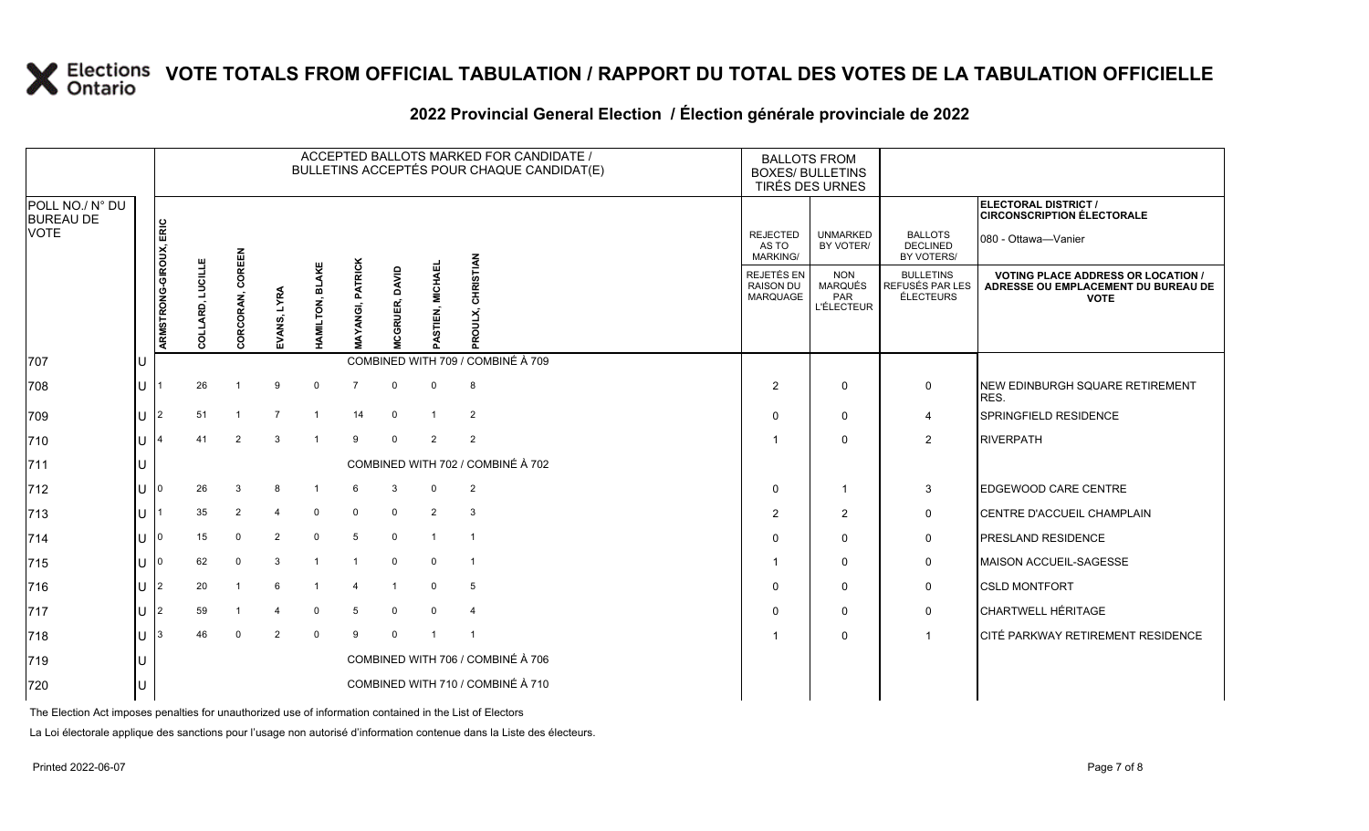# VOTE TOTALS FROM OFFICIAL TABULATION / RAPPORT DU TOTAL DES VOTES DE LA TABULATION OFFICIELLE

## 2022 Provincial General Election / Élection générale provinciale de 2022

ELECTORAL DISTRICT / CIRCONSCRIPTION ÉLECTORALE: 080 - Ottawa—Vanier

| POLL NO./ N° DU BUREAU DE VOTE | | ACCEPTED BALLOTS MARKED FOR CANDIDATE / BULLETINS ACCEPTÉS POUR CHAQUE CANDIDAT(E) | | | | | | | | | BALLOTS FROM BOXES/ BULLETINS TIRÉS DES URNES | | | |
|---|---|---|---|---|---|---|---|---|---|---|---|---|---|---|
| | | ARMSTRONG-GIROUX, ERIC | COLLARD, LUCILLE | CORCORAN, COREEN | EVANS, LYRA | HAMILTON, BLAKE | MAYANGI, PATRICK | MCGRUER, DAVID | PASTIEN, MICHAEL | PROULX, CHRISTIAN | REJECTED AS TO MARKING/ REJETÉS EN RAISON DU MARQUAGE | UNMARKED BY VOTER/ NON MARQUÉS PAR L'ÉLECTEUR | BALLOTS DECLINED BY VOTERS/ BULLETINS REFUSÉS PAR LES ÉLECTEURS | VOTING PLACE ADDRESS OR LOCATION / ADRESSE OU EMPLACEMENT DU BUREAU DE VOTE |
| 707 | U | COMBINED WITH 709 / COMBINÉ À 709 | | | | | | | | | | | | |
| 708 | U | 1 | 26 | 1 | 9 | 0 | 7 | 0 | 0 | 8 | 2 | 0 | 0 | NEW EDINBURGH SQUARE RETIREMENT RES. |
| 709 | U | 2 | 51 | 1 | 7 | 1 | 14 | 0 | 1 | 2 | 0 | 0 | 4 | SPRINGFIELD RESIDENCE |
| 710 | U | 4 | 41 | 2 | 3 | 1 | 9 | 0 | 2 | 2 | 1 | 0 | 2 | RIVERPATH |
| 711 | U | COMBINED WITH 702 / COMBINÉ À 702 | | | | | | | | | | | | |
| 712 | U | 0 | 26 | 3 | 8 | 1 | 6 | 3 | 0 | 2 | 0 | 1 | 3 | EDGEWOOD CARE CENTRE |
| 713 | U | 1 | 35 | 2 | 4 | 0 | 0 | 0 | 2 | 3 | 2 | 2 | 0 | CENTRE D'ACCUEIL CHAMPLAIN |
| 714 | U | 0 | 15 | 0 | 2 | 0 | 5 | 0 | 1 | 1 | 0 | 0 | 0 | PRESLAND RESIDENCE |
| 715 | U | 0 | 62 | 0 | 3 | 1 | 1 | 0 | 0 | 1 | 1 | 0 | 0 | MAISON ACCUEIL-SAGESSE |
| 716 | U | 2 | 20 | 1 | 6 | 1 | 4 | 1 | 0 | 5 | 0 | 0 | 0 | CSLD MONTFORT |
| 717 | U | 2 | 59 | 1 | 4 | 0 | 5 | 0 | 0 | 4 | 0 | 0 | 0 | CHARTWELL HÉRITAGE |
| 718 | U | 3 | 46 | 0 | 2 | 0 | 9 | 0 | 1 | 1 | 1 | 0 | 1 | CITÉ PARKWAY RETIREMENT RESIDENCE |
| 719 | U | COMBINED WITH 706 / COMBINÉ À 706 | | | | | | | | | | | | |
| 720 | U | COMBINED WITH 710 / COMBINÉ À 710 | | | | | | | | | | | | |

The Election Act imposes penalties for unauthorized use of information contained in the List of Electors

La Loi électorale applique des sanctions pour l'usage non autorisé d'information contenue dans la Liste des électeurs.

Printed 2022-06-07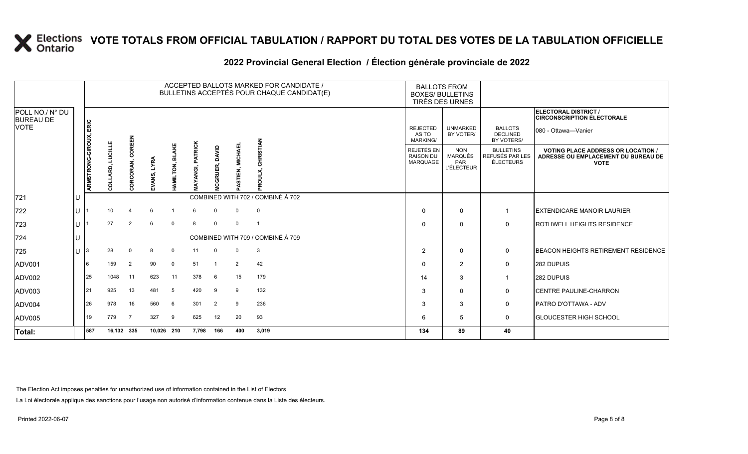# VOTE TOTALS FROM OFFICIAL TABULATION / RAPPORT DU TOTAL DES VOTES DE LA TABULATION OFFICIELLE

## 2022 Provincial General Election / Élection générale provinciale de 2022

ELECTORAL DISTRICT / CIRCONSCRIPTION ÉLECTORALE: 080 - Ottawa—Vanier

| POLL NO./ N° DU BUREAU DE VOTE | | ARMSTRONG-GIROUX, ERIC | COLLARD, LUCILLE | CORCORAN, COREEN | EVANS, LYRA | HAMILTON, BLAKE | MAYANGI, PATRICK | MCGRUER, DAVID | PASTIEN, MICHAEL | PROULX, CHRISTIAN | REJECTED AS TO MARKING/ REJETÉS EN RAISON DU MARQUAGE | UNMARKED BY VOTER/ NON MARQUÉS PAR L'ÉLECTEUR | BALLOTS DECLINED BY VOTERS/ BULLETINS REFUSÉS PAR LES ÉLECTEURS | VOTING PLACE ADDRESS OR LOCATION / ADRESSE OU EMPLACEMENT DU BUREAU DE VOTE |
|---|---|---|---|---|---|---|---|---|---|---|---|---|---|---|
| 721 | U | COMBINED WITH 702 / COMBINÉ À 702 | | | | | | | | | | | | |
| 722 | U | 1 | 10 | 4 | 6 | 1 | 6 | 0 | 0 | 0 | 0 | 0 | 1 | EXTENDICARE MANOIR LAURIER |
| 723 | U | 1 | 27 | 2 | 6 | 0 | 8 | 0 | 0 | 1 | 0 | 0 | 0 | ROTHWELL HEIGHTS RESIDENCE |
| 724 | U | COMBINED WITH 709 / COMBINÉ À 709 | | | | | | | | | | | | |
| 725 | U | 3 | 28 | 0 | 8 | 0 | 11 | 0 | 0 | 3 | 2 | 0 | 0 | BEACON HEIGHTS RETIREMENT RESIDENCE |
| ADV001 | | 6 | 159 | 2 | 90 | 0 | 51 | 1 | 2 | 42 | 0 | 2 | 0 | 282 DUPUIS |
| ADV002 | | 25 | 1048 | 11 | 623 | 11 | 378 | 6 | 15 | 179 | 14 | 3 | 1 | 282 DUPUIS |
| ADV003 | | 21 | 925 | 13 | 481 | 5 | 420 | 9 | 9 | 132 | 3 | 0 | 0 | CENTRE PAULINE-CHARRON |
| ADV004 | | 26 | 978 | 16 | 560 | 6 | 301 | 2 | 9 | 236 | 3 | 3 | 0 | PATRO D'OTTAWA - ADV |
| ADV005 | | 19 | 779 | 7 | 327 | 9 | 625 | 12 | 20 | 93 | 6 | 5 | 0 | GLOUCESTER HIGH SCHOOL |
| **Total:** | | **587** | **16,132** | **335** | **10,026** | **210** | **7,798** | **166** | **400** | **3,019** | **134** | **89** | **40** | |

The Election Act imposes penalties for unauthorized use of information contained in the List of Electors

La Loi électorale applique des sanctions pour l'usage non autorisé d'information contenue dans la Liste des électeurs.

Printed 2022-06-07